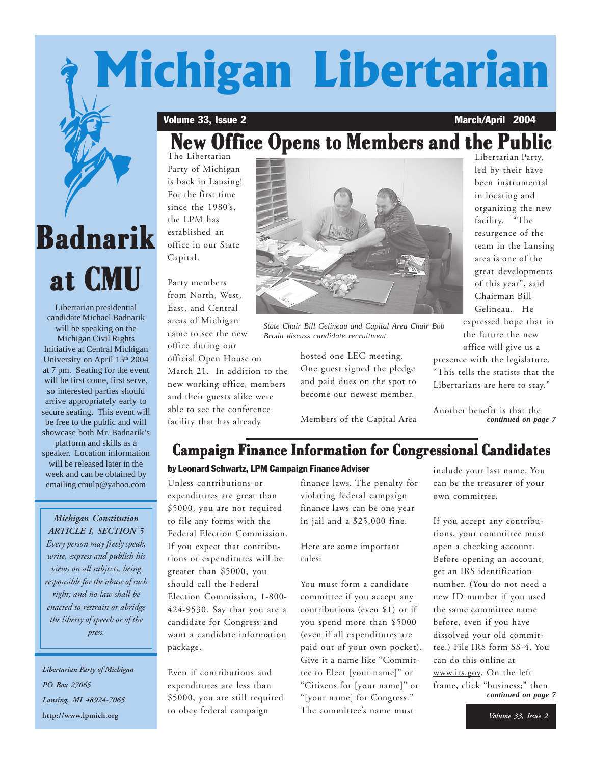# Michigan Libertarian

Volume 33, Issue 2 — March/April 2004

## Badnarik at CMU

Libertarian presidential candidate Michael Badnarik will be speaking on the Michigan Civil Rights Initiative at Central Michigan University on April 15th 2004 at 7 pm. Seating for the event will be first come, first serve, so interested parties should arrive appropriately early to secure seating. This event will be free to the public and will showcase both Mr. Badnarik's platform and skills as a speaker. Location information will be released later in the week and can be obtained by emailing cmulp@yahoo.com

> *Michigan Constitution*
> *ARTICLE I, SECTION 5*
> *Every person may freely speak, write, express and publish his views on all subjects, being responsible for the abuse of such right; and no law shall be enacted to restrain or abridge the liberty of speech or of the press.*

*Libertarian Party of Michigan*
*PO Box 27065*
*Lansing, MI 48924-7065*
**http://www.lpmich.org**

## New Office Opens to Members and the Public

The Libertarian Party of Michigan is back in Lansing! For the first time since the 1980's, the LPM has established an office in our State Capital.

Party members from North, West, East, and Central areas of Michigan came to see the new office during our official Open House on March 21. In addition to the new working office, members and their guests alike were able to see the conference facility that has already hosted one LEC meeting. One guest signed the pledge and paid dues on the spot to become our newest member.

*State Chair Bill Gelineau and Capital Area Chair Bob Broda discuss candidate recruitment.*

Members of the Capital Area Libertarian Party, led by their have been instrumental in locating and organizing the new facility. "The resurgence of the team in the Lansing area is one of the great developments of this year", said Chairman Bill Gelineau. He expressed hope that in the future the new office will give us a presence with the legislature. "This tells the statists that the Libertarians are here to stay."

Another benefit is that the

***continued on page 7***

## Campaign Finance Information for Congressional Candidates

**by Leonard Schwartz, LPM Campaign Finance Adviser**

Unless contributions or expenditures are great than $5000, you are not required to file any forms with the Federal Election Commission. If you expect that contributions or expenditures will be greater than $5000, you should call the Federal Election Commission, 1-800-424-9530. Say that you are a candidate for Congress and want a candidate information package.

Even if contributions and expenditures are less than $5000, you are still required to obey federal campaign finance laws. The penalty for violating federal campaign finance laws can be one year in jail and a $25,000 fine.

Here are some important rules:

You must form a candidate committee if you accept any contributions (even $1) or if you spend more than $5000 (even if all expenditures are paid out of your own pocket). Give it a name like "Committee to Elect [your name]" or "Citizens for [your name]" or "[your name] for Congress." The committee's name must include your last name. You can be the treasurer of your own committee.

If you accept any contributions, your committee must open a checking account. Before opening an account, get an IRS identification number. (You do not need a new ID number if you used the same committee name before, even if you have dissolved your old committee.) File IRS form SS-4. You can do this online at www.irs.gov. On the left frame, click "business;" then

***continued on page 7***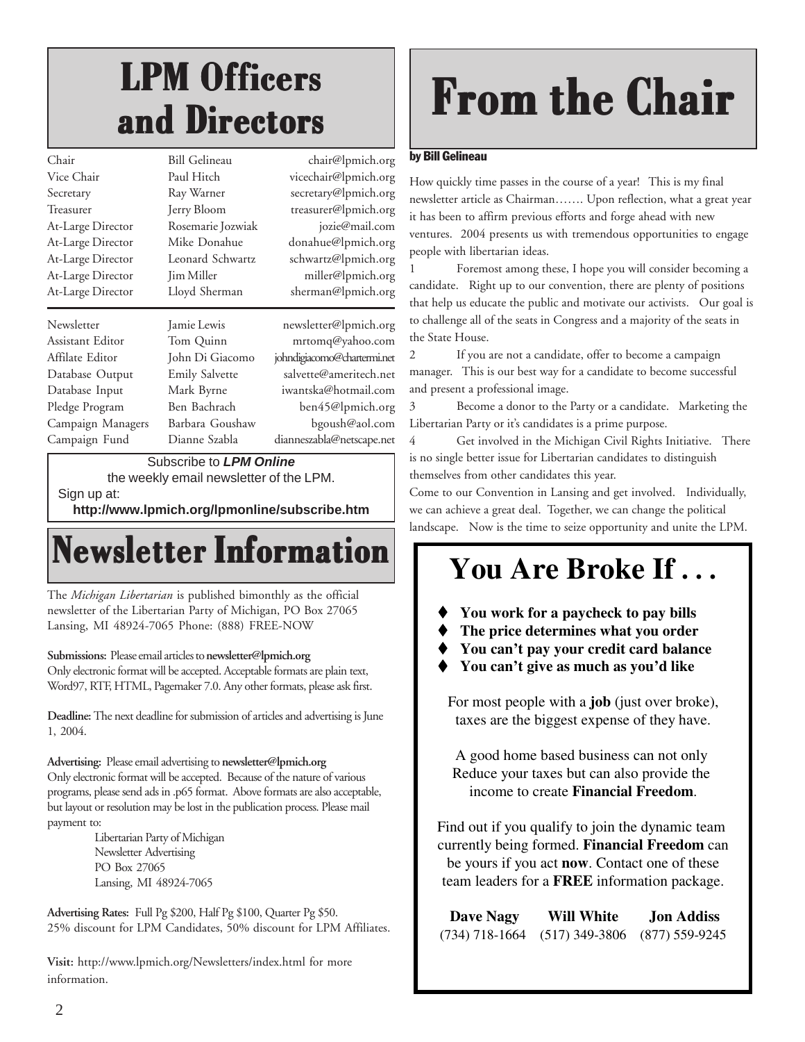# LPM Officers and Directors

| | | |
|---|---|---|
| Chair | Bill Gelineau | chair@lpmich.org |
| Vice Chair | Paul Hitch | vicechair@lpmich.org |
| Secretary | Ray Warner | secretary@lpmich.org |
| Treasurer | Jerry Bloom | treasurer@lpmich.org |
| At-Large Director | Rosemarie Jozwiak | jozie@mail.com |
| At-Large Director | Mike Donahue | donahue@lpmich.org |
| At-Large Director | Leonard Schwartz | schwartz@lpmich.org |
| At-Large Director | Jim Miller | miller@lpmich.org |
| At-Large Director | Lloyd Sherman | sherman@lpmich.org |

| | | |
|---|---|---|
| Newsletter | Jamie Lewis | newsletter@lpmich.org |
| Assistant Editor | Tom Quinn | mrtomq@yahoo.com |
| Affilate Editor | John Di Giacomo | johndigiacomo@chartermi.net |
| Database Output | Emily Salvette | salvette@ameritech.net |
| Database Input | Mark Byrne | iwantska@hotmail.com |
| Pledge Program | Ben Bachrach | ben45@lpmich.org |
| Campaign Managers | Barbara Goushaw | bgoush@aol.com |
| Campaign Fund | Dianne Szabla | dianneszabla@netscape.net |

Subscribe to ***LPM Online*** the weekly email newsletter of the LPM.
Sign up at:
**http://www.lpmich.org/lpmonline/subscribe.htm**

# Newsletter Information

The *Michigan Libertarian* is published bimonthly as the official newsletter of the Libertarian Party of Michigan, PO Box 27065 Lansing, MI 48924-7065 Phone: (888) FREE-NOW

**Submissions:** Please email articles to **newsletter@lpmich.org**
Only electronic format will be accepted. Acceptable formats are plain text, Word97, RTF, HTML, Pagemaker 7.0. Any other formats, please ask first.

**Deadline:** The next deadline for submission of articles and advertising is June 1, 2004.

**Advertising:** Please email advertising to **newsletter@lpmich.org**
Only electronic format will be accepted. Because of the nature of various programs, please send ads in .p65 format. Above formats are also acceptable, but layout or resolution may be lost in the publication process. Please mail payment to:

Libertarian Party of Michigan
Newsletter Advertising
PO Box 27065
Lansing, MI 48924-7065

**Advertising Rates:** Full Pg $200, Half Pg $100, Quarter Pg $50.
25% discount for LPM Candidates, 50% discount for LPM Affiliates.

**Visit:** http://www.lpmich.org/Newsletters/index.html for more information.

# From the Chair

**by Bill Gelineau**

How quickly time passes in the course of a year! This is my final newsletter article as Chairman……. Upon reflection, what a great year it has been to affirm previous efforts and forge ahead with new ventures. 2004 presents us with tremendous opportunities to engage people with libertarian ideas.

1 Foremost among these, I hope you will consider becoming a candidate. Right up to our convention, there are plenty of positions that help us educate the public and motivate our activists. Our goal is to challenge all of the seats in Congress and a majority of the seats in the State House.

2 If you are not a candidate, offer to become a campaign manager. This is our best way for a candidate to become successful and present a professional image.

3 Become a donor to the Party or a candidate. Marketing the Libertarian Party or it's candidates is a prime purpose.

4 Get involved in the Michigan Civil Rights Initiative. There is no single better issue for Libertarian candidates to distinguish themselves from other candidates this year.

Come to our Convention in Lansing and get involved. Individually, we can achieve a great deal. Together, we can change the political landscape. Now is the time to seize opportunity and unite the LPM.

# You Are Broke If . . .

- **You work for a paycheck to pay bills**
- **The price determines what you order**
- **You can't pay your credit card balance**
- **You can't give as much as you'd like**

For most people with a **job** (just over broke), taxes are the biggest expense of they have.

A good home based business can not only Reduce your taxes but can also provide the income to create **Financial Freedom**.

Find out if you qualify to join the dynamic team currently being formed. **Financial Freedom** can be yours if you act **now**. Contact one of these team leaders for a **FREE** information package.

| **Dave Nagy** | **Will White** | **Jon Addiss** |
|---|---|---|
| (734) 718-1664 | (517) 349-3806 | (877) 559-9245 |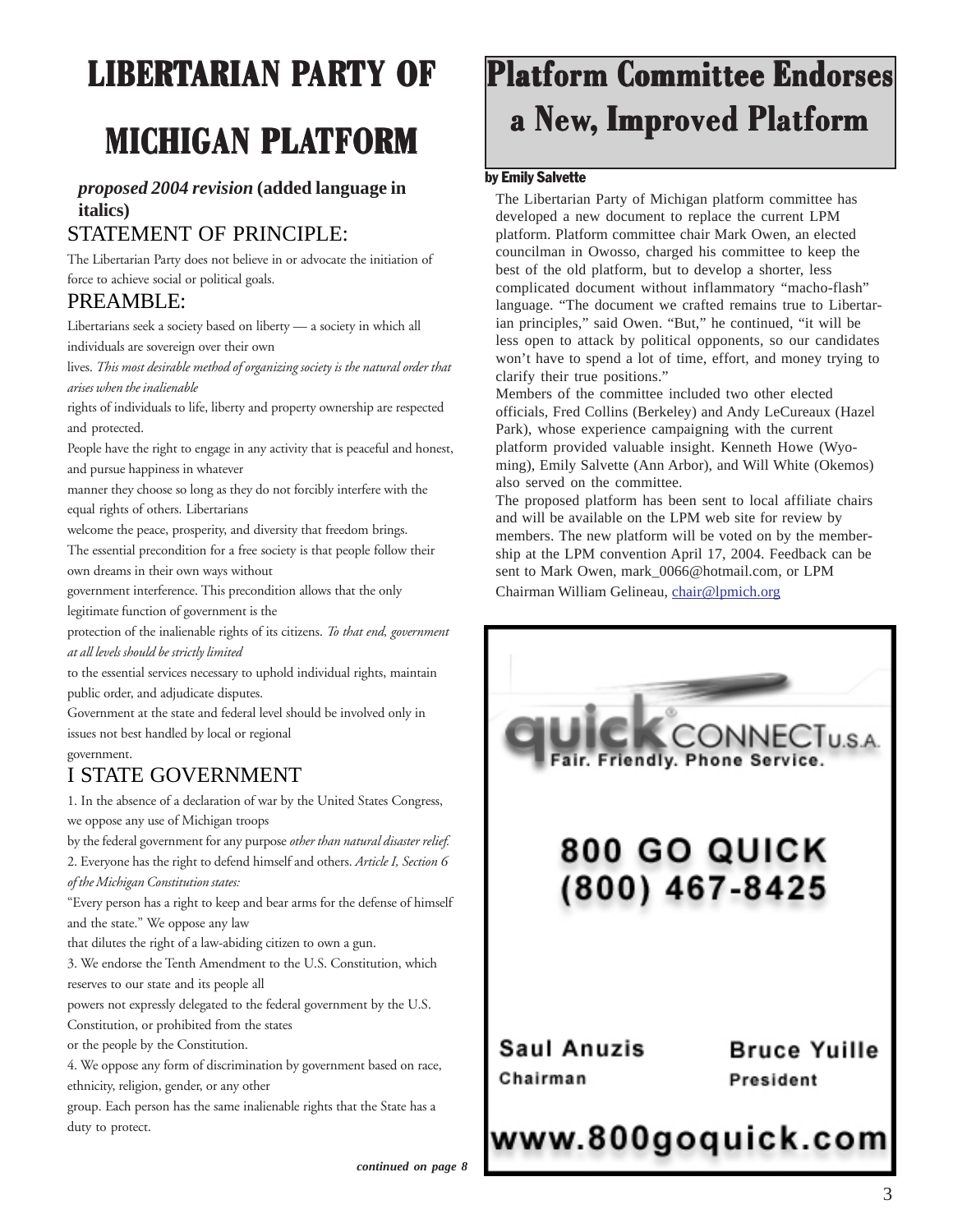# LIBERTARIAN PARTY OF MICHIGAN PLATFORM

***proposed 2004 revision*** **(added language in italics)**

## STATEMENT OF PRINCIPLE:

The Libertarian Party does not believe in or advocate the initiation of force to achieve social or political goals.

## PREAMBLE:

Libertarians seek a society based on liberty — a society in which all individuals are sovereign over their own lives. *This most desirable method of organizing society is the natural order that arises when the inalienable* rights of individuals to life, liberty and property ownership are respected and protected.

People have the right to engage in any activity that is peaceful and honest, and pursue happiness in whatever manner they choose so long as they do not forcibly interfere with the equal rights of others. Libertarians welcome the peace, prosperity, and diversity that freedom brings.

The essential precondition for a free society is that people follow their own dreams in their own ways without government interference. This precondition allows that the only legitimate function of government is the protection of the inalienable rights of its citizens. *To that end, government at all levels should be strictly limited* to the essential services necessary to uphold individual rights, maintain public order, and adjudicate disputes.

Government at the state and federal level should be involved only in issues not best handled by local or regional government.

## I STATE GOVERNMENT

1. In the absence of a declaration of war by the United States Congress, we oppose any use of Michigan troops by the federal government for any purpose *other than natural disaster relief.*
2. Everyone has the right to defend himself and others. *Article I, Section 6 of the Michigan Constitution states:* "Every person has a right to keep and bear arms for the defense of himself and the state." We oppose any law that dilutes the right of a law-abiding citizen to own a gun.
3. We endorse the Tenth Amendment to the U.S. Constitution, which reserves to our state and its people all powers not expressly delegated to the federal government by the U.S. Constitution, or prohibited from the states or the people by the Constitution.
4. We oppose any form of discrimination by government based on race, ethnicity, religion, gender, or any other group. Each person has the same inalienable rights that the State has a duty to protect.

***continued on page 8***

# Platform Committee Endorses a New, Improved Platform

**by Emily Salvette**

The Libertarian Party of Michigan platform committee has developed a new document to replace the current LPM platform. Platform committee chair Mark Owen, an elected councilman in Owosso, charged his committee to keep the best of the old platform, but to develop a shorter, less complicated document without inflammatory "macho-flash" language. "The document we crafted remains true to Libertarian principles," said Owen. "But," he continued, "it will be less open to attack by political opponents, so our candidates won't have to spend a lot of time, effort, and money trying to clarify their true positions."

Members of the committee included two other elected officials, Fred Collins (Berkeley) and Andy LeCureaux (Hazel Park), whose experience campaigning with the current platform provided valuable insight. Kenneth Howe (Wyoming), Emily Salvette (Ann Arbor), and Will White (Okemos) also served on the committee.

The proposed platform has been sent to local affiliate chairs and will be available on the LPM web site for review by members. The new platform will be voted on by the membership at the LPM convention April 17, 2004. Feedback can be sent to Mark Owen, mark_0066@hotmail.com, or LPM Chairman William Gelineau, chair@lpmich.org

quick CONNECT U.S.A.
Fair. Friendly. Phone Service.

800 GO QUICK
(800) 467-8425

Saul Anuzis
Chairman

Bruce Yuille
President

www.800goquick.com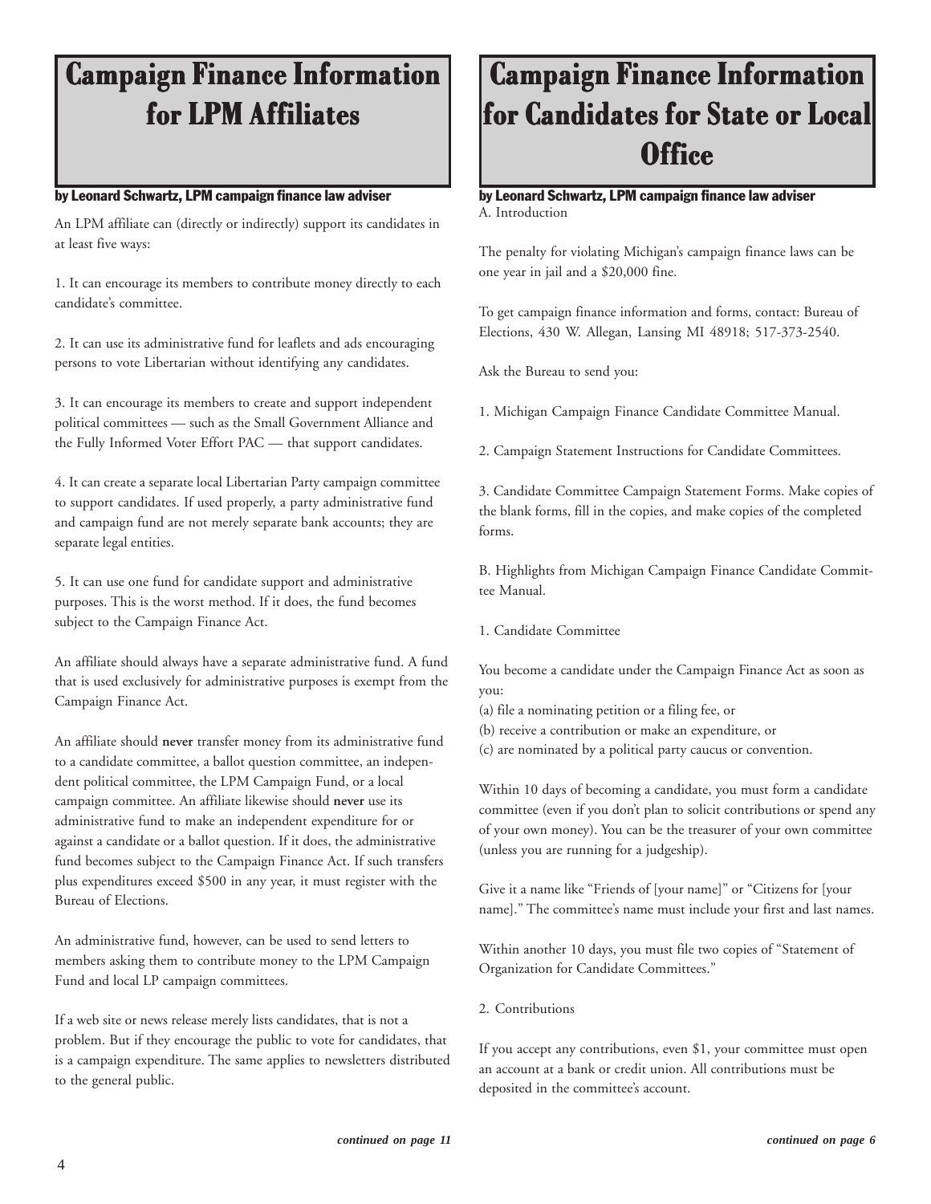# Campaign Finance Information for LPM Affiliates

**by Leonard Schwartz, LPM campaign finance law adviser**

An LPM affiliate can (directly or indirectly) support its candidates in at least five ways:

1. It can encourage its members to contribute money directly to each candidate's committee.

2. It can use its administrative fund for leaflets and ads encouraging persons to vote Libertarian without identifying any candidates.

3. It can encourage its members to create and support independent political committees — such as the Small Government Alliance and the Fully Informed Voter Effort PAC — that support candidates.

4. It can create a separate local Libertarian Party campaign committee to support candidates. If used properly, a party administrative fund and campaign fund are not merely separate bank accounts; they are separate legal entities.

5. It can use one fund for candidate support and administrative purposes. This is the worst method. If it does, the fund becomes subject to the Campaign Finance Act.

An affiliate should always have a separate administrative fund. A fund that is used exclusively for administrative purposes is exempt from the Campaign Finance Act.

An affiliate should **never** transfer money from its administrative fund to a candidate committee, a ballot question committee, an independent political committee, the LPM Campaign Fund, or a local campaign committee. An affiliate likewise should **never** use its administrative fund to make an independent expenditure for or against a candidate or a ballot question. If it does, the administrative fund becomes subject to the Campaign Finance Act. If such transfers plus expenditures exceed $500 in any year, it must register with the Bureau of Elections.

An administrative fund, however, can be used to send letters to members asking them to contribute money to the LPM Campaign Fund and local LP campaign committees.

If a web site or news release merely lists candidates, that is not a problem. But if they encourage the public to vote for candidates, that is a campaign expenditure. The same applies to newsletters distributed to the general public.

*continued on page 11*

# Campaign Finance Information for Candidates for State or Local Office

**by Leonard Schwartz, LPM campaign finance law adviser**

A. Introduction

The penalty for violating Michigan's campaign finance laws can be one year in jail and a $20,000 fine.

To get campaign finance information and forms, contact: Bureau of Elections, 430 W. Allegan, Lansing MI 48918; 517-373-2540.

Ask the Bureau to send you:

1. Michigan Campaign Finance Candidate Committee Manual.

2. Campaign Statement Instructions for Candidate Committees.

3. Candidate Committee Campaign Statement Forms. Make copies of the blank forms, fill in the copies, and make copies of the completed forms.

B. Highlights from Michigan Campaign Finance Candidate Committee Manual.

1. Candidate Committee

You become a candidate under the Campaign Finance Act as soon as you:

(a) file a nominating petition or a filing fee, or
(b) receive a contribution or make an expenditure, or
(c) are nominated by a political party caucus or convention.

Within 10 days of becoming a candidate, you must form a candidate committee (even if you don't plan to solicit contributions or spend any of your own money). You can be the treasurer of your own committee (unless you are running for a judgeship).

Give it a name like "Friends of [your name]" or "Citizens for [your name]." The committee's name must include your first and last names.

Within another 10 days, you must file two copies of "Statement of Organization for Candidate Committees."

2. Contributions

If you accept any contributions, even $1, your committee must open an account at a bank or credit union. All contributions must be deposited in the committee's account.

*continued on page 6*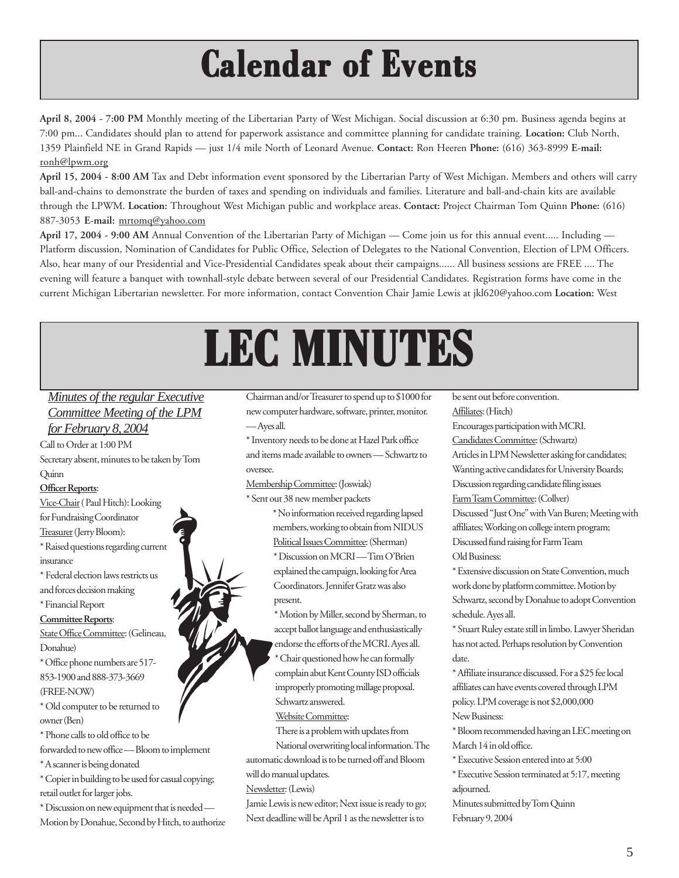# Calendar of Events

**April 8, 2004 - 7:00 PM** Monthly meeting of the Libertarian Party of West Michigan. Social discussion at 6:30 pm. Business agenda begins at 7:00 pm... Candidates should plan to attend for paperwork assistance and committee planning for candidate training. **Location:** Club North, 1359 Plainfield NE in Grand Rapids — just 1/4 mile North of Leonard Avenue. **Contact:** Ron Heeren **Phone:** (616) 363-8999 **E-mail:** ronh@lpwm.org

**April 15, 2004 - 8:00 AM** Tax and Debt information event sponsored by the Libertarian Party of West Michigan. Members and others will carry ball-and-chains to demonstrate the burden of taxes and spending on individuals and families. Literature and ball-and-chain kits are available through the LPWM. **Location:** Throughout West Michigan public and workplace areas. **Contact:** Project Chairman Tom Quinn **Phone:** (616) 887-3053 **E-mail:** mrtomq@yahoo.com

**April 17, 2004 - 9:00 AM** Annual Convention of the Libertarian Party of Michigan — Come join us for this annual event..... Including — Platform discussion, Nomination of Candidates for Public Office, Selection of Delegates to the National Convention, Election of LPM Officers. Also, hear many of our Presidential and Vice-Presidential Candidates speak about their campaigns...... All business sessions are FREE .... The evening will feature a banquet with townhall-style debate between several of our Presidential Candidates. Registration forms have come in the current Michigan Libertarian newsletter. For more information, contact Convention Chair Jamie Lewis at jkl620@yahoo.com **Location:** West

# LEC MINUTES

## *Minutes of the regular Executive Committee Meeting of the LPM for February 8, 2004*

Call to Order at 1:00 PM

Secretary absent, minutes to be taken by Tom Quinn

**Officer Reports**:

Vice-Chair ( Paul Hitch): Looking for Fundraising Coordinator

Treasurer (Jerry Bloom):

* Raised questions regarding current insurance
* Federal election laws restricts us and forces decision making
* Financial Report

**Committee Reports**:

State Office Committee: (Gelineau, Donahue)

* Office phone numbers are 517-853-1900 and 888-373-3669 (FREE-NOW)
* Old computer to be returned to owner (Ben)
* Phone calls to old office to be forwarded to new office — Bloom to implement
* A scanner is being donated
* Copier in building to be used for casual copying; retail outlet for larger jobs.
* Discussion on new equipment that is needed — Motion by Donahue, Second by Hitch, to authorize Chairman and/or Treasurer to spend up to $1000 for new computer hardware, software, printer, monitor. — Ayes all.
* Inventory needs to be done at Hazel Park office and items made available to owners — Schwartz to oversee.

Membership Committee: (Joswiak)

* Sent out 38 new member packets
* No information received regarding lapsed members, working to obtain from NIDUS

Political Issues Committee: (Sherman)

* Discussion on MCRI — Tim O'Brien explained the campaign, looking for Area Coordinators. Jennifer Gratz was also present.
* Motion by Miller, second by Sherman, to accept ballot language and enthusiastically endorse the efforts of the MCRI. Ayes all.
* Chair questioned how he can formally complain abut Kent County ISD officials improperly promoting millage proposal. Schwartz answered.

Website Committee:

There is a problem with updates from National overwriting local information. The automatic download is to be turned off and Bloom will do manual updates.

Newsletter: (Lewis)

Jamie Lewis is new editor; Next issue is ready to go; Next deadline will be April 1 as the newsletter is to be sent out before convention.

Affiliates: (Hitch)

Encourages participation with MCRI.

Candidates Committee: (Schwartz)

Articles in LPM Newsletter asking for candidates; Wanting active candidates for University Boards; Discussion regarding candidate filing issues

Farm Team Committee: (Collver)

Discussed "Just One" with Van Buren; Meeting with affiliates; Working on college intern program; Discussed fund raising for Farm Team

Old Business:

* Extensive discussion on State Convention, much work done by platform committee. Motion by Schwartz, second by Donahue to adopt Convention schedule. Ayes all.
* Stuart Ruley estate still in limbo. Lawyer Sheridan has not acted. Perhaps resolution by Convention date.
* Affiliate insurance discussed. For a $25 fee local affiliates can have events covered through LPM policy. LPM coverage is not $2,000,000

New Business:

* Bloom recommended having an LEC meeting on March 14 in old office.
* Executive Session entered into at 5:00
* Executive Session terminated at 5:17, meeting adjourned.

Minutes submitted by Tom Quinn
February 9, 2004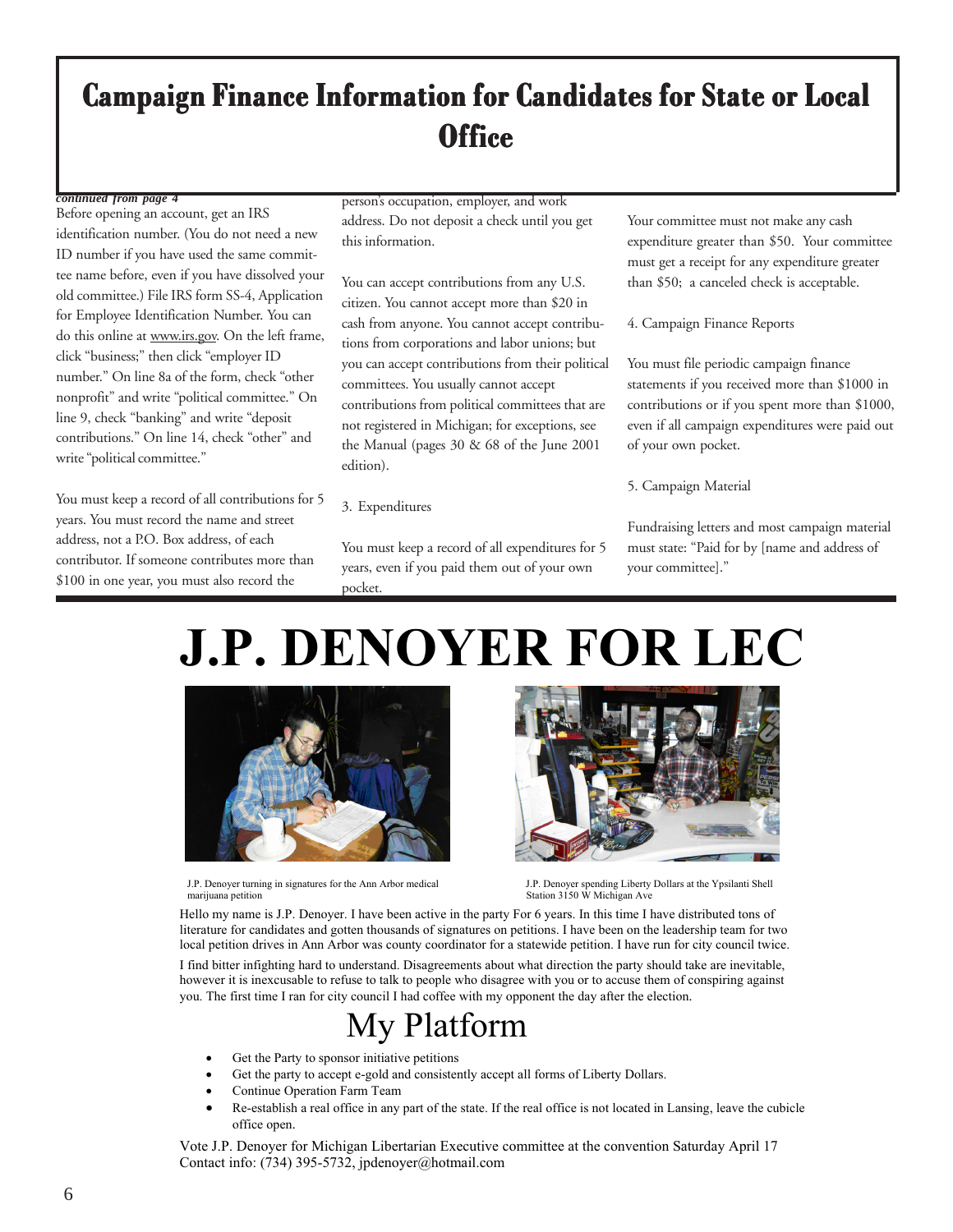# Campaign Finance Information for Candidates for State or Local Office

*continued from page 4*

Before opening an account, get an IRS identification number. (You do not need a new ID number if you have used the same committee name before, even if you have dissolved your old committee.) File IRS form SS-4, Application for Employee Identification Number. You can do this online at www.irs.gov. On the left frame, click "business;" then click "employer ID number." On line 8a of the form, check "other nonprofit" and write "political committee." On line 9, check "banking" and write "deposit contributions." On line 14, check "other" and write "political committee."

You must keep a record of all contributions for 5 years. You must record the name and street address, not a P.O. Box address, of each contributor. If someone contributes more than $100 in one year, you must also record the person's occupation, employer, and work address. Do not deposit a check until you get this information.

You can accept contributions from any U.S. citizen. You cannot accept more than $20 in cash from anyone. You cannot accept contributions from corporations and labor unions; but you can accept contributions from their political committees. You usually cannot accept contributions from political committees that are not registered in Michigan; for exceptions, see the Manual (pages 30 & 68 of the June 2001 edition).

3. Expenditures

You must keep a record of all expenditures for 5 years, even if you paid them out of your own pocket.

Your committee must not make any cash expenditure greater than $50. Your committee must get a receipt for any expenditure greater than $50; a canceled check is acceptable.

4. Campaign Finance Reports

You must file periodic campaign finance statements if you received more than $1000 in contributions or if you spent more than $1000, even if all campaign expenditures were paid out of your own pocket.

5. Campaign Material

Fundraising letters and most campaign material must state: "Paid for by [name and address of your committee]."

# J.P. DENOYER FOR LEC

J.P. Denoyer turning in signatures for the Ann Arbor medical marijuana petition

J.P. Denoyer spending Liberty Dollars at the Ypsilanti Shell Station 3150 W Michigan Ave

Hello my name is J.P. Denoyer. I have been active in the party For 6 years. In this time I have distributed tons of literature for candidates and gotten thousands of signatures on petitions. I have been on the leadership team for two local petition drives in Ann Arbor was county coordinator for a statewide petition. I have run for city council twice.

I find bitter infighting hard to understand. Disagreements about what direction the party should take are inevitable, however it is inexcusable to refuse to talk to people who disagree with you or to accuse them of conspiring against you. The first time I ran for city council I had coffee with my opponent the day after the election.

## My Platform

- Get the Party to sponsor initiative petitions
- Get the party to accept e-gold and consistently accept all forms of Liberty Dollars.
- Continue Operation Farm Team
- Re-establish a real office in any part of the state. If the real office is not located in Lansing, leave the cubicle office open.

Vote J.P. Denoyer for Michigan Libertarian Executive committee at the convention Saturday April 17
Contact info: (734) 395-5732, jpdenoyer@hotmail.com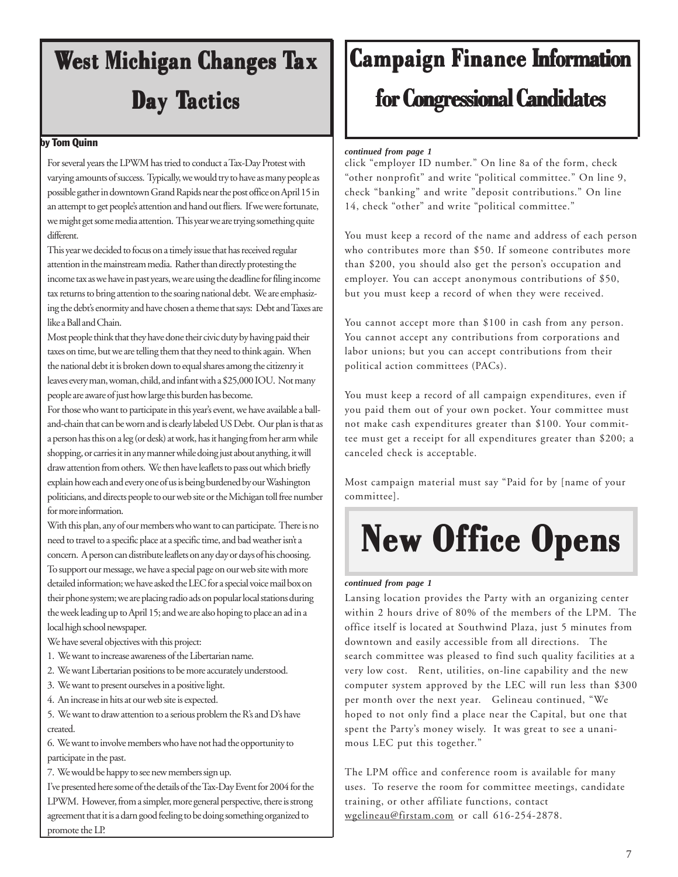# West Michigan Changes Tax Day Tactics

**by Tom Quinn**

For several years the LPWM has tried to conduct a Tax-Day Protest with varying amounts of success. Typically, we would try to have as many people as possible gather in downtown Grand Rapids near the post office on April 15 in an attempt to get people's attention and hand out fliers. If we were fortunate, we might get some media attention. This year we are trying something quite different.

This year we decided to focus on a timely issue that has received regular attention in the mainstream media. Rather than directly protesting the income tax as we have in past years, we are using the deadline for filing income tax returns to bring attention to the soaring national debt. We are emphasizing the debt's enormity and have chosen a theme that says: Debt and Taxes are like a Ball and Chain.

Most people think that they have done their civic duty by having paid their taxes on time, but we are telling them that they need to think again. When the national debt it is broken down to equal shares among the citizenry it leaves every man, woman, child, and infant with a $25,000 IOU. Not many people are aware of just how large this burden has become.

For those who want to participate in this year's event, we have available a ball-and-chain that can be worn and is clearly labeled US Debt. Our plan is that as a person has this on a leg (or desk) at work, has it hanging from her arm while shopping, or carries it in any manner while doing just about anything, it will draw attention from others. We then have leaflets to pass out which briefly explain how each and every one of us is being burdened by our Washington politicians, and directs people to our web site or the Michigan toll free number for more information.

With this plan, any of our members who want to can participate. There is no need to travel to a specific place at a specific time, and bad weather isn't a concern. A person can distribute leaflets on any day or days of his choosing. To support our message, we have a special page on our web site with more detailed information; we have asked the LEC for a special voice mail box on their phone system; we are placing radio ads on popular local stations during the week leading up to April 15; and we are also hoping to place an ad in a local high school newspaper.

We have several objectives with this project:

1. We want to increase awareness of the Libertarian name.
2. We want Libertarian positions to be more accurately understood.
3. We want to present ourselves in a positive light.
4. An increase in hits at our web site is expected.
5. We want to draw attention to a serious problem the R's and D's have created.
6. We want to involve members who have not had the opportunity to participate in the past.
7. We would be happy to see new members sign up.

I've presented here some of the details of the Tax-Day Event for 2004 for the LPWM. However, from a simpler, more general perspective, there is strong agreement that it is a darn good feeling to be doing something organized to promote the LP.

# Campaign Finance Information for Congressional Candidates

***continued from page 1***

click "employer ID number." On line 8a of the form, check "other nonprofit" and write "political committee." On line 9, check "banking" and write "deposit contributions." On line 14, check "other" and write "political committee."

You must keep a record of the name and address of each person who contributes more than $50. If someone contributes more than $200, you should also get the person's occupation and employer. You can accept anonymous contributions of $50, but you must keep a record of when they were received.

You cannot accept more than $100 in cash from any person. You cannot accept any contributions from corporations and labor unions; but you can accept contributions from their political action committees (PACs).

You must keep a record of all campaign expenditures, even if you paid them out of your own pocket. Your committee must not make cash expenditures greater than $100. Your committee must get a receipt for all expenditures greater than $200; a canceled check is acceptable.

Most campaign material must say "Paid for by [name of your committee].

# New Office Opens

***continued from page 1***

Lansing location provides the Party with an organizing center within 2 hours drive of 80% of the members of the LPM. The office itself is located at Southwind Plaza, just 5 minutes from downtown and easily accessible from all directions. The search committee was pleased to find such quality facilities at a very low cost. Rent, utilities, on-line capability and the new computer system approved by the LEC will run less than $300 per month over the next year. Gelineau continued, "We hoped to not only find a place near the Capital, but one that spent the Party's money wisely. It was great to see a unanimous LEC put this together."

The LPM office and conference room is available for many uses. To reserve the room for committee meetings, candidate training, or other affiliate functions, contact wgelineau@firstam.com or call 616-254-2878.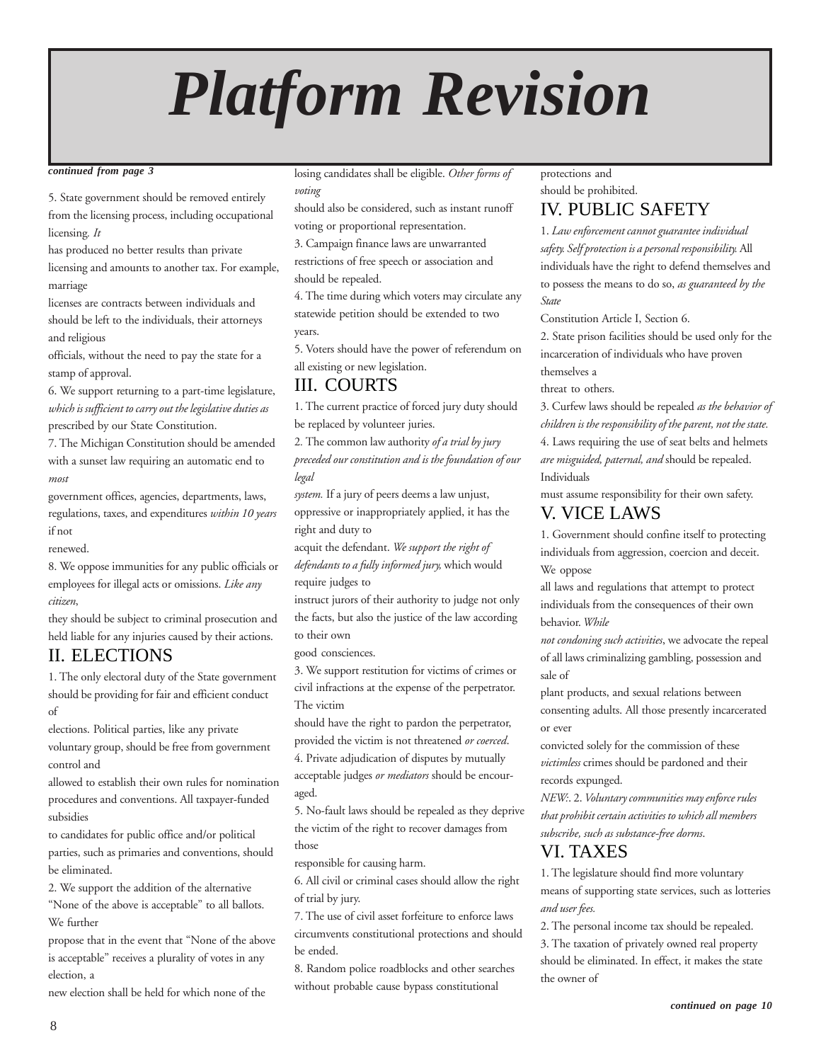# Platform Revision

*continued from page 3*

5. State government should be removed entirely from the licensing process, including occupational licensing. *It* has produced no better results than private licensing and amounts to another tax. For example, marriage licenses are contracts between individuals and should be left to the individuals, their attorneys and religious officials, without the need to pay the state for a stamp of approval.

6. We support returning to a part-time legislature, *which is sufficient to carry out the legislative duties as* prescribed by our State Constitution.

7. The Michigan Constitution should be amended with a sunset law requiring an automatic end to *most* government offices, agencies, departments, laws, regulations, taxes, and expenditures *within 10 years* if not renewed.

8. We oppose immunities for any public officials or employees for illegal acts or omissions. *Like any citizen*, they should be subject to criminal prosecution and held liable for any injuries caused by their actions.

## II. ELECTIONS

1. The only electoral duty of the State government should be providing for fair and efficient conduct of elections. Political parties, like any private voluntary group, should be free from government control and allowed to establish their own rules for nomination procedures and conventions. All taxpayer-funded subsidies to candidates for public office and/or political parties, such as primaries and conventions, should be eliminated.

2. We support the addition of the alternative "None of the above is acceptable" to all ballots. We further propose that in the event that "None of the above is acceptable" receives a plurality of votes in any election, a new election shall be held for which none of the losing candidates shall be eligible. *Other forms of voting* should also be considered, such as instant runoff voting or proportional representation.

3. Campaign finance laws are unwarranted restrictions of free speech or association and should be repealed.

4. The time during which voters may circulate any statewide petition should be extended to two years.

5. Voters should have the power of referendum on all existing or new legislation.

## III. COURTS

1. The current practice of forced jury duty should be replaced by volunteer juries.

2. The common law authority *of a trial by jury preceded our constitution and is the foundation of our legal system.* If a jury of peers deems a law unjust, oppressive or inappropriately applied, it has the right and duty to acquit the defendant. *We support the right of defendants to a fully informed jury,* which would require judges to instruct jurors of their authority to judge not only the facts, but also the justice of the law according to their own good consciences.

3. We support restitution for victims of crimes or civil infractions at the expense of the perpetrator. The victim should have the right to pardon the perpetrator, provided the victim is not threatened *or coerced*.

4. Private adjudication of disputes by mutually acceptable judges *or mediators* should be encouraged.

5. No-fault laws should be repealed as they deprive the victim of the right to recover damages from those responsible for causing harm.

6. All civil or criminal cases should allow the right of trial by jury.

7. The use of civil asset forfeiture to enforce laws circumvents constitutional protections and should be ended.

8. Random police roadblocks and other searches without probable cause bypass constitutional protections and should be prohibited.

## IV. PUBLIC SAFETY

1. *Law enforcement cannot guarantee individual safety. Self protection is a personal responsibility.* All individuals have the right to defend themselves and to possess the means to do so, *as guaranteed by the State* Constitution Article I, Section 6.

2. State prison facilities should be used only for the incarceration of individuals who have proven themselves a threat to others.

3. Curfew laws should be repealed *as the behavior of children is the responsibility of the parent, not the state.*

4. Laws requiring the use of seat belts and helmets *are misguided, paternal, and* should be repealed. Individuals must assume responsibility for their own safety.

## V. VICE LAWS

1. Government should confine itself to protecting individuals from aggression, coercion and deceit. We oppose all laws and regulations that attempt to protect individuals from the consequences of their own behavior. *While not condoning such activities*, we advocate the repeal of all laws criminalizing gambling, possession and sale of plant products, and sexual relations between consenting adults. All those presently incarcerated or ever convicted solely for the commission of these *victimless* crimes should be pardoned and their records expunged.

*NEW:*. 2. *Voluntary communities may enforce rules that prohibit certain activities to which all members subscribe, such as substance-free dorms*.

## VI. TAXES

1. The legislature should find more voluntary means of supporting state services, such as lotteries *and user fees.*

2. The personal income tax should be repealed.

3. The taxation of privately owned real property should be eliminated. In effect, it makes the state the owner of

*continued on page 10*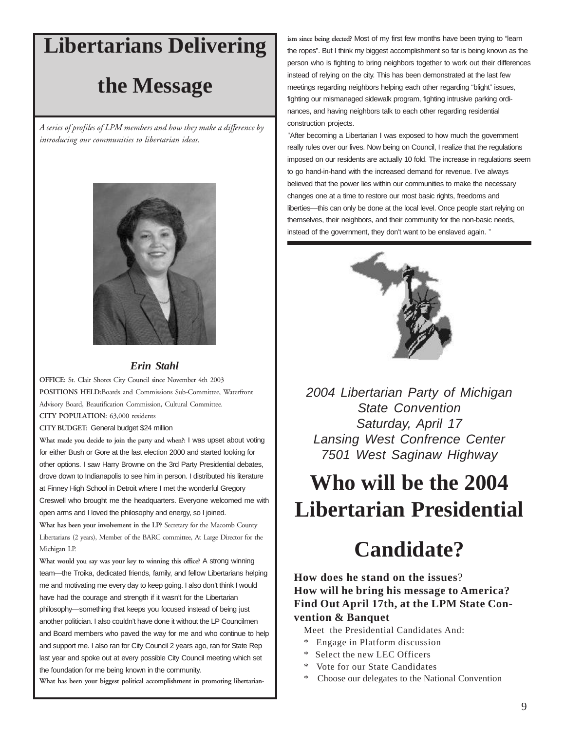# Libertarians Delivering the Message

*A series of profiles of LPM members and how they make a difference by introducing our communities to libertarian ideas.*

***Erin Stahl***

**OFFICE:** St. Clair Shores City Council since November 4th 2003

**POSITIONS HELD:**Boards and Commissions Sub-Committee, Waterfront Advisory Board, Beautification Commission, Cultural Committee.

**CITY POPULATION:** 63,000 residents

**CITY BUDGET:** General budget $24 million

**What made you decide to join the party and when?:** I was upset about voting for either Bush or Gore at the last election 2000 and started looking for other options. I saw Harry Browne on the 3rd Party Presidential debates, drove down to Indianapolis to see him in person. I distributed his literature at Finney High School in Detroit where I met the wonderful Gregory Creswell who brought me the headquarters. Everyone welcomed me with open arms and I loved the philosophy and energy, so I joined.

**What has been your involvement in the LP?** Secretary for the Macomb County Libertarians (2 years), Member of the BARC committee, At Large Director for the Michigan LP.

**What would you say was your key to winning this office?** A strong winning team—the Troika, dedicated friends, family, and fellow Libertarians helping me and motivating me every day to keep going. I also don't think I would have had the courage and strength if it wasn't for the Libertarian philosophy—something that keeps you focused instead of being just another politician. I also couldn't have done it without the LP Councilmen and Board members who paved the way for me and who continue to help and support me. I also ran for City Council 2 years ago, ran for State Rep last year and spoke out at every possible City Council meeting which set the foundation for me being known in the community.

**What has been your biggest political accomplishment in promoting libertarian-ism since being elected?** Most of my first few months have been trying to "learn the ropes". But I think my biggest accomplishment so far is being known as the person who is fighting to bring neighbors together to work out their differences instead of relying on the city. This has been demonstrated at the last few meetings regarding neighbors helping each other regarding "blight" issues, fighting our mismanaged sidewalk program, fighting intrusive parking ordi-nances, and having neighbors talk to each other regarding residential construction projects.

"After becoming a Libertarian I was exposed to how much the government really rules over our lives. Now being on Council, I realize that the regulations imposed on our residents are actually 10 fold. The increase in regulations seem to go hand-in-hand with the increased demand for revenue. I've always believed that the power lies within our communities to make the necessary changes one at a time to restore our most basic rights, freedoms and liberties—this can only be done at the local level. Once people start relying on themselves, their neighbors, and their community for the non-basic needs, instead of the government, they don't want to be enslaved again. "

---

*2004 Libertarian Party of Michigan State Convention*
*Saturday, April 17*
*Lansing West Confrence Center*
*7501 West Saginaw Highway*

# Who will be the 2004 Libertarian Presidential Candidate?

**How does he stand on the issues**?
**How will he bring his message to America?**
**Find Out April 17th, at the LPM State Convention & Banquet**

Meet the Presidential Candidates And:

* Engage in Platform discussion
* Select the new LEC Officers
* Vote for our State Candidates
* Choose our delegates to the National Convention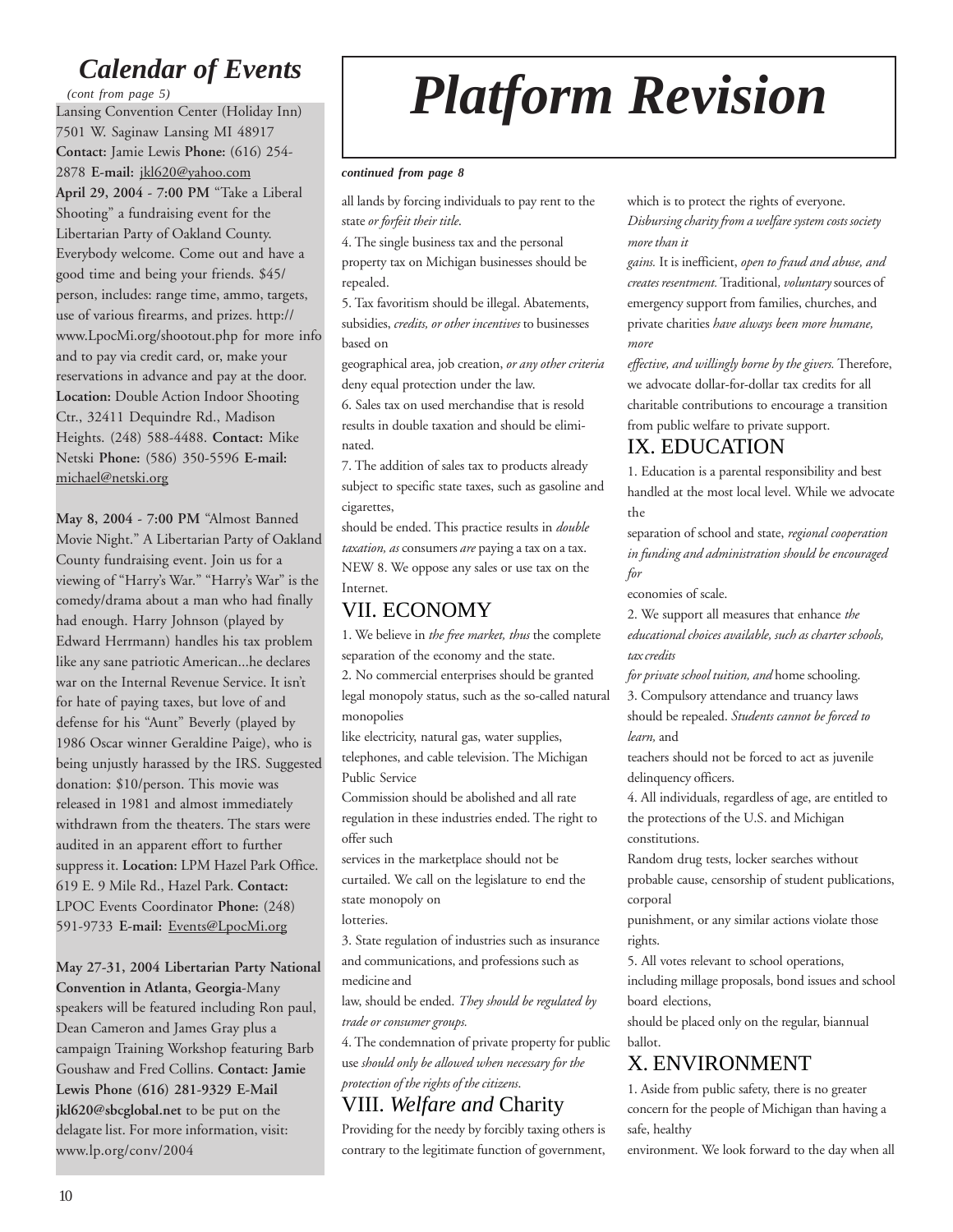## Calendar of Events

*(cont from page 5)*

Lansing Convention Center (Holiday Inn) 7501 W. Saginaw Lansing MI 48917 **Contact:** Jamie Lewis **Phone:** (616) 254-2878 **E-mail:** jkl620@yahoo.com

**April 29, 2004 - 7:00 PM** "Take a Liberal Shooting" a fundraising event for the Libertarian Party of Oakland County. Everybody welcome. Come out and have a good time and being your friends. $45/person, includes: range time, ammo, targets, use of various firearms, and prizes. http://www.LpocMi.org/shootout.php for more info and to pay via credit card, or, make your reservations in advance and pay at the door. **Location:** Double Action Indoor Shooting Ctr., 32411 Dequindre Rd., Madison Heights. (248) 588-4488. **Contact:** Mike Netski **Phone:** (586) 350-5596 **E-mail:** michael@netski.org

**May 8, 2004 - 7:00 PM** "Almost Banned Movie Night." A Libertarian Party of Oakland County fundraising event. Join us for a viewing of "Harry's War." "Harry's War" is the comedy/drama about a man who had finally had enough. Harry Johnson (played by Edward Herrmann) handles his tax problem like any sane patriotic American...he declares war on the Internal Revenue Service. It isn't for hate of paying taxes, but love of and defense for his "Aunt" Beverly (played by 1986 Oscar winner Geraldine Paige), who is being unjustly harassed by the IRS. Suggested donation: $10/person. This movie was released in 1981 and almost immediately withdrawn from the theaters. The stars were audited in an apparent effort to further suppress it. **Location:** LPM Hazel Park Office. 619 E. 9 Mile Rd., Hazel Park. **Contact:** LPOC Events Coordinator **Phone:** (248) 591-9733 **E-mail:** Events@LpocMi.org

**May 27-31, 2004 Libertarian Party National Convention in Atlanta, Georgia**-Many speakers will be featured including Ron paul, Dean Cameron and James Gray plus a campaign Training Workshop featuring Barb Goushaw and Fred Collins. **Contact: Jamie Lewis Phone (616) 281-9329 E-Mail jkl620@sbcglobal.net** to be put on the delagate list. For more information, visit: www.lp.org/conv/2004

# *Platform Revision*

***continued from page 8***

all lands by forcing individuals to pay rent to the state *or forfeit their title*.

4. The single business tax and the personal property tax on Michigan businesses should be repealed.

5. Tax favoritism should be illegal. Abatements, subsidies, *credits, or other incentives* to businesses based on geographical area, job creation, *or any other criteria* deny equal protection under the law.

6. Sales tax on used merchandise that is resold results in double taxation and should be eliminated.

7. The addition of sales tax to products already subject to specific state taxes, such as gasoline and cigarettes, should be ended. This practice results in *double taxation, as* consumers *are* paying a tax on a tax.

NEW 8. We oppose any sales or use tax on the Internet.

## VII. ECONOMY

1. We believe in *the free market, thus* the complete separation of the economy and the state.

2. No commercial enterprises should be granted legal monopoly status, such as the so-called natural monopolies like electricity, natural gas, water supplies, telephones, and cable television. The Michigan Public Service Commission should be abolished and all rate regulation in these industries ended. The right to offer such services in the marketplace should not be curtailed. We call on the legislature to end the state monopoly on lotteries.

3. State regulation of industries such as insurance and communications, and professions such as medicine and law, should be ended. *They should be regulated by trade or consumer groups.*

4. The condemnation of private property for public use *should only be allowed when necessary for the protection of the rights of the citizens*.

## VIII. *Welfare and* Charity

Providing for the needy by forcibly taxing others is contrary to the legitimate function of government, which is to protect the rights of everyone. *Disbursing charity from a welfare system costs society more than it gains.* It is inefficient, *open to fraud and abuse, and creates resentment.* Traditional*, voluntary* sources of emergency support from families, churches, and private charities *have always been more humane, more effective, and willingly borne by the givers.* Therefore, we advocate dollar-for-dollar tax credits for all charitable contributions to encourage a transition from public welfare to private support.

## IX. EDUCATION

1. Education is a parental responsibility and best handled at the most local level. While we advocate the separation of school and state, *regional cooperation in funding and administration should be encouraged for* economies of scale.

2. We support all measures that enhance *the educational choices available, such as charter schools, tax credits for private school tuition, and* home schooling.

3. Compulsory attendance and truancy laws should be repealed. *Students cannot be forced to learn,* and teachers should not be forced to act as juvenile delinquency officers.

4. All individuals, regardless of age, are entitled to the protections of the U.S. and Michigan constitutions. Random drug tests, locker searches without probable cause, censorship of student publications, corporal punishment, or any similar actions violate those rights.

5. All votes relevant to school operations, including millage proposals, bond issues and school board elections, should be placed only on the regular, biannual ballot.

## X. ENVIRONMENT

1. Aside from public safety, there is no greater concern for the people of Michigan than having a safe, healthy environment. We look forward to the day when all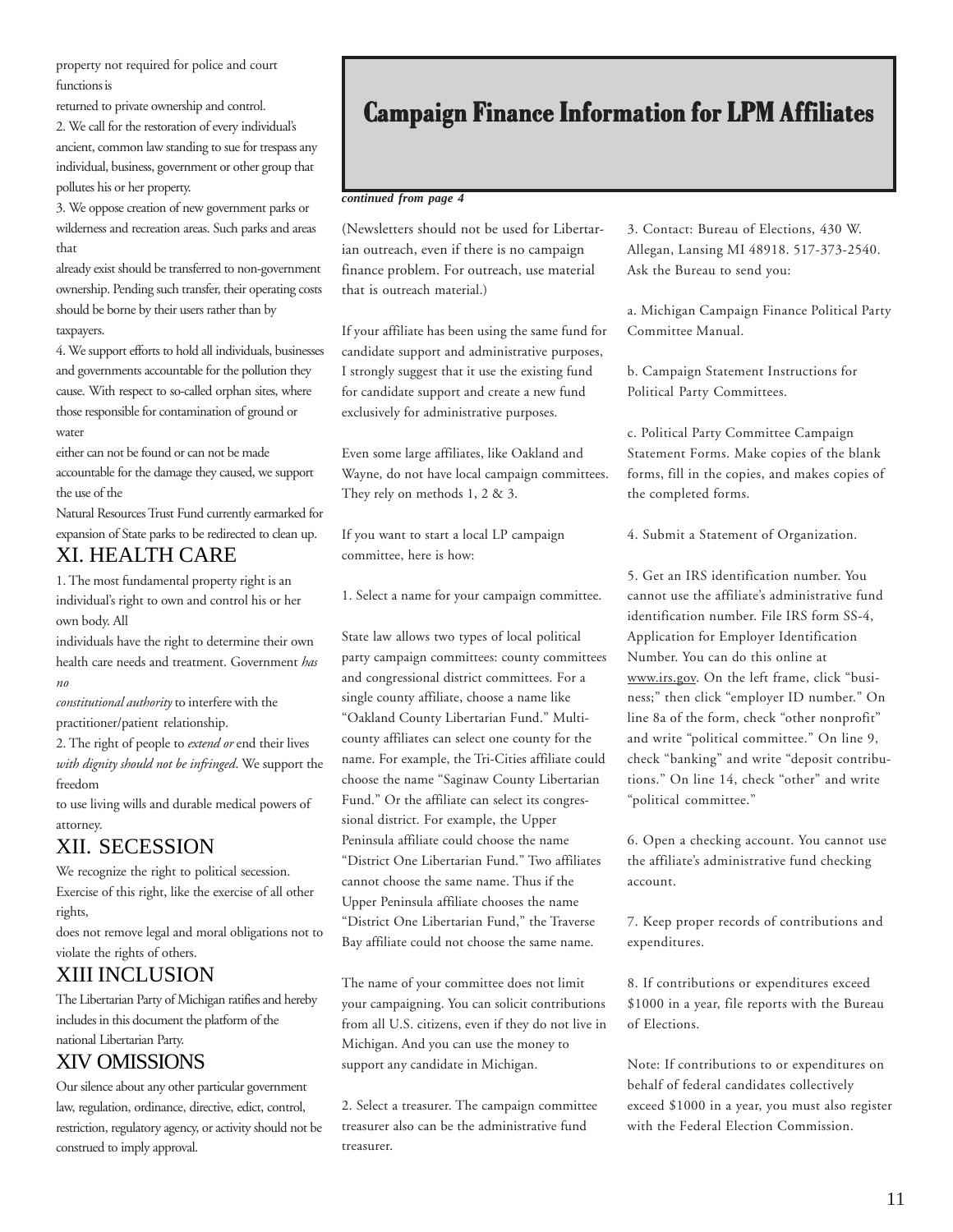property not required for police and court functions is returned to private ownership and control.

2. We call for the restoration of every individual's ancient, common law standing to sue for trespass any individual, business, government or other group that pollutes his or her property.

3. We oppose creation of new government parks or wilderness and recreation areas. Such parks and areas that already exist should be transferred to non-government ownership. Pending such transfer, their operating costs should be borne by their users rather than by taxpayers.

4. We support efforts to hold all individuals, businesses and governments accountable for the pollution they cause. With respect to so-called orphan sites, where those responsible for contamination of ground or water either can not be found or can not be made accountable for the damage they caused, we support the use of the Natural Resources Trust Fund currently earmarked for expansion of State parks to be redirected to clean up.

## XI. HEALTH CARE

1. The most fundamental property right is an individual's right to own and control his or her own body. All individuals have the right to determine their own health care needs and treatment. Government *has no constitutional authority* to interfere with the practitioner/patient relationship.

2. The right of people to *extend or* end their lives *with dignity should not be infringed*. We support the freedom to use living wills and durable medical powers of attorney.

## XII. SECESSION

We recognize the right to political secession. Exercise of this right, like the exercise of all other rights, does not remove legal and moral obligations not to violate the rights of others.

## XIII INCLUSION

The Libertarian Party of Michigan ratifies and hereby includes in this document the platform of the national Libertarian Party.

## XIV OMISSIONS

Our silence about any other particular government law, regulation, ordinance, directive, edict, control, restriction, regulatory agency, or activity should not be construed to imply approval.

# Campaign Finance Information for LPM Affiliates

***continued from page 4***

(Newsletters should not be used for Libertarian outreach, even if there is no campaign finance problem. For outreach, use material that is outreach material.)

If your affiliate has been using the same fund for candidate support and administrative purposes, I strongly suggest that it use the existing fund for candidate support and create a new fund exclusively for administrative purposes.

Even some large affiliates, like Oakland and Wayne, do not have local campaign committees. They rely on methods 1, 2 & 3.

If you want to start a local LP campaign committee, here is how:

1. Select a name for your campaign committee.

State law allows two types of local political party campaign committees: county committees and congressional district committees. For a single county affiliate, choose a name like "Oakland County Libertarian Fund." Multi-county affiliates can select one county for the name. For example, the Tri-Cities affiliate could choose the name "Saginaw County Libertarian Fund." Or the affiliate can select its congressional district. For example, the Upper Peninsula affiliate could choose the name "District One Libertarian Fund." Two affiliates cannot choose the same name. Thus if the Upper Peninsula affiliate chooses the name "District One Libertarian Fund," the Traverse Bay affiliate could not choose the same name.

The name of your committee does not limit your campaigning. You can solicit contributions from all U.S. citizens, even if they do not live in Michigan. And you can use the money to support any candidate in Michigan.

2. Select a treasurer. The campaign committee treasurer also can be the administrative fund treasurer.

3. Contact: Bureau of Elections, 430 W. Allegan, Lansing MI 48918. 517-373-2540. Ask the Bureau to send you:

a. Michigan Campaign Finance Political Party Committee Manual.

b. Campaign Statement Instructions for Political Party Committees.

c. Political Party Committee Campaign Statement Forms. Make copies of the blank forms, fill in the copies, and makes copies of the completed forms.

4. Submit a Statement of Organization.

5. Get an IRS identification number. You cannot use the affiliate's administrative fund identification number. File IRS form SS-4, Application for Employer Identification Number. You can do this online at www.irs.gov. On the left frame, click "business;" then click "employer ID number." On line 8a of the form, check "other nonprofit" and write "political committee." On line 9, check "banking" and write "deposit contributions." On line 14, check "other" and write "political committee."

6. Open a checking account. You cannot use the affiliate's administrative fund checking account.

7. Keep proper records of contributions and expenditures.

8. If contributions or expenditures exceed $1000 in a year, file reports with the Bureau of Elections.

Note: If contributions to or expenditures on behalf of federal candidates collectively exceed $1000 in a year, you must also register with the Federal Election Commission.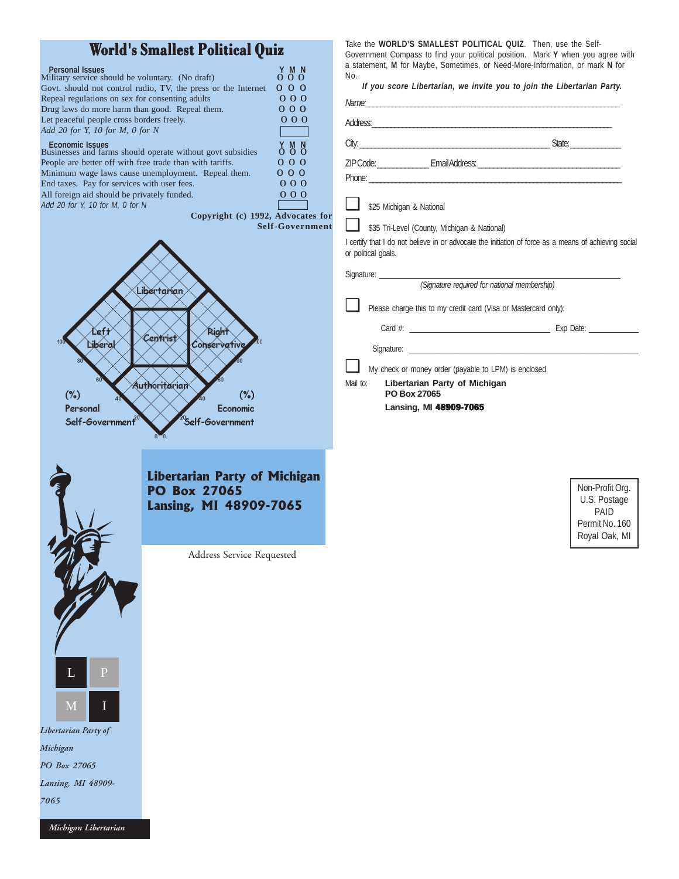# World's Smallest Political Quiz

**Personal Issues** Y M N

Military service should be voluntary. (No draft) O O O

Govt. should not control radio, TV, the press or the Internet O O O

Repeal regulations on sex for consenting adults O O O

Drug laws do more harm than good. Repeal them. O O O

Let peaceful people cross borders freely. O O O

*Add 20 for Y, 10 for M, 0 for N*

**Economic Issues** Y M N

Businesses and farms should operate without govt subsidies O O O

People are better off with free trade than with tariffs. O O O

Minimum wage laws cause unemployment. Repeal them. O O O

End taxes. Pay for services with user fees. O O O

All foreign aid should be privately funded. O O O

*Add 20 for Y, 10 for M, 0 for N*

**Copyright (c) 1992, Advocates for Self-Government**

Libertarian

Left Liberal

Centrist

Right Conservative

Authoritarian

100 80 60 40 20 0

(%) Personal Self-Government

(%) Economic Self-Government

Take the **WORLD'S SMALLEST POLITICAL QUIZ**. Then, use the Self-Government Compass to find your political position. Mark **Y** when you agree with a statement, **M** for Maybe, Sometimes, or Need-More-Information, or mark **N** for No.

***If you score Libertarian, we invite you to join the Libertarian Party.***

Name: ____________________

Address: ____________________

City: ____________________ State: ________

ZIP Code: ________ Email Address: ____________________

Phone: ____________________

☐ $25 Michigan & National

☐ $35 Tri-Level (County, Michigan & National)

I certify that I do not believe in or advocate the initiation of force as a means of achieving social or political goals.

Signature: ____________________

*(Signature required for national membership)*

☐ Please charge this to my credit card (Visa or Mastercard only):

Card #: ____________________ Exp Date: ________

Signature: ____________________

☐ My check or money order (payable to LPM) is enclosed.

Mail to: **Libertarian Party of Michigan**
**PO Box 27065**
**Lansing, MI 48909-7065**

**Libertarian Party of Michigan**
**PO Box 27065**
**Lansing, MI 48909-7065**

Address Service Requested

Non-Profit Org.
U.S. Postage
PAID
Permit No. 160
Royal Oak, MI

L P M I

*Libertarian Party of Michigan*
*PO Box 27065*
*Lansing, MI 48909-7065*

*Michigan Libertarian*